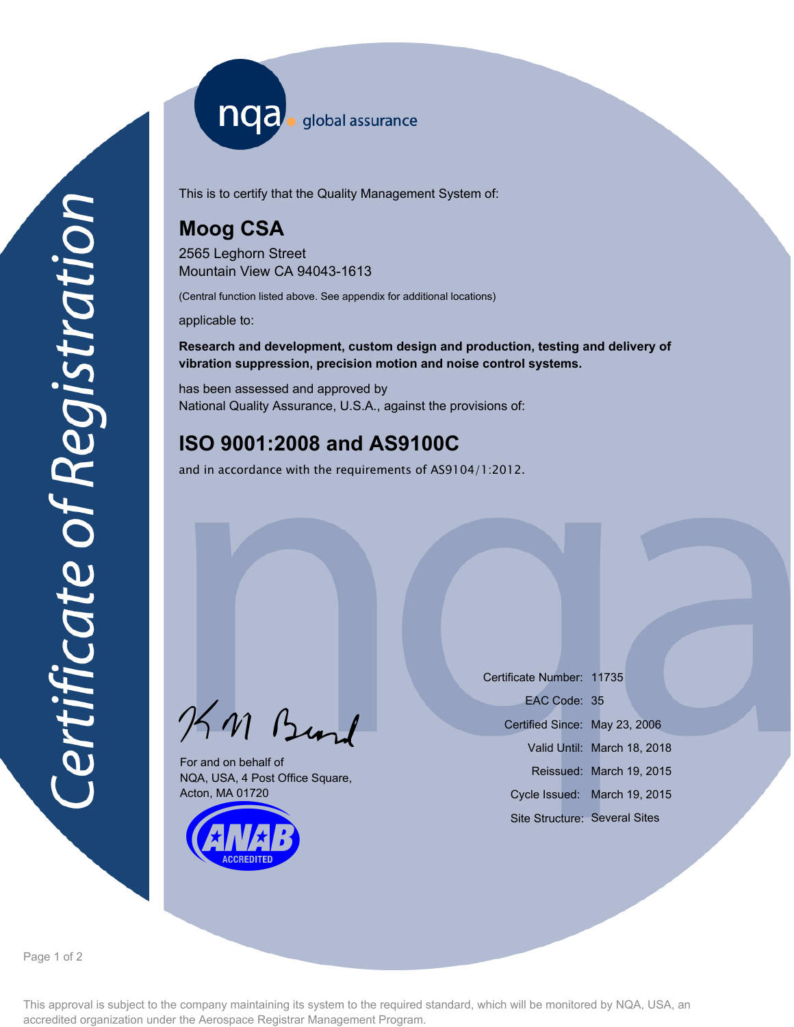Certificate of Registration

nqa global assurance

This is to certify that the Quality Management System of:

## Moog CSA

2565 Leghorn Street
Mountain View CA 94043-1613

(Central function listed above. See appendix for additional locations)

applicable to:

**Research and development, custom design and production, testing and delivery of vibration suppression, precision motion and noise control systems.**

has been assessed and approved by
National Quality Assurance, U.S.A., against the provisions of:

## ISO 9001:2008 and AS9100C

and in accordance with the requirements of AS9104/1:2012.

For and on behalf of
NQA, USA, 4 Post Office Square,
Acton, MA 01720

ANAB ACCREDITED

| | |
|---|---|
| Certificate Number: | 11735 |
| EAC Code: | 35 |
| Certified Since: | May 23, 2006 |
| Valid Until: | March 18, 2018 |
| Reissued: | March 19, 2015 |
| Cycle Issued: | March 19, 2015 |
| Site Structure: | Several Sites |

This approval is subject to the company maintaining its system to the required standard, which will be monitored by NQA, USA, an accredited organization under the Aerospace Registrar Management Program.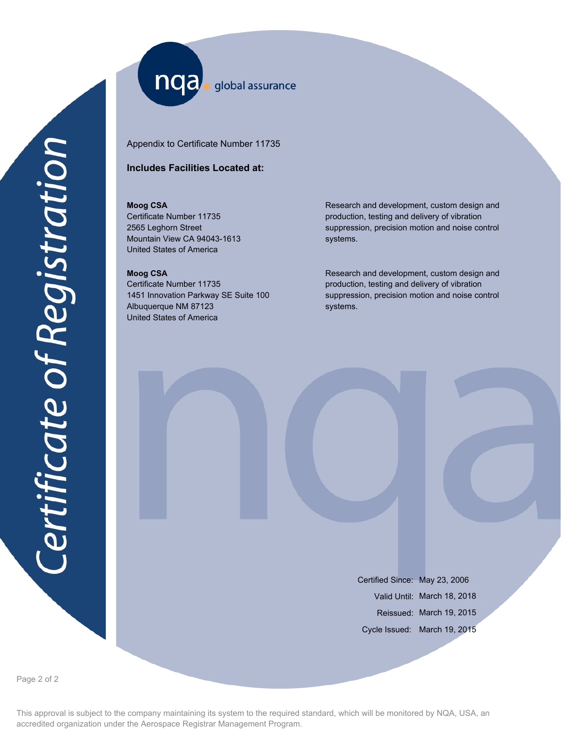# Certificate of Registration

nqa global assurance

Appendix to Certificate Number 11735

**Includes Facilities Located at:**

**Moog CSA**
Certificate Number 11735
2565 Leghorn Street
Mountain View CA 94043-1613
United States of America

Research and development, custom design and production, testing and delivery of vibration suppression, precision motion and noise control systems.

**Moog CSA**
Certificate Number 11735
1451 Innovation Parkway SE Suite 100
Albuquerque NM 87123
United States of America

Research and development, custom design and production, testing and delivery of vibration suppression, precision motion and noise control systems.

Certified Since: May 23, 2006
Valid Until: March 18, 2018
Reissued: March 19, 2015
Cycle Issued: March 19, 2015

This approval is subject to the company maintaining its system to the required standard, which will be monitored by NQA, USA, an accredited organization under the Aerospace Registrar Management Program.